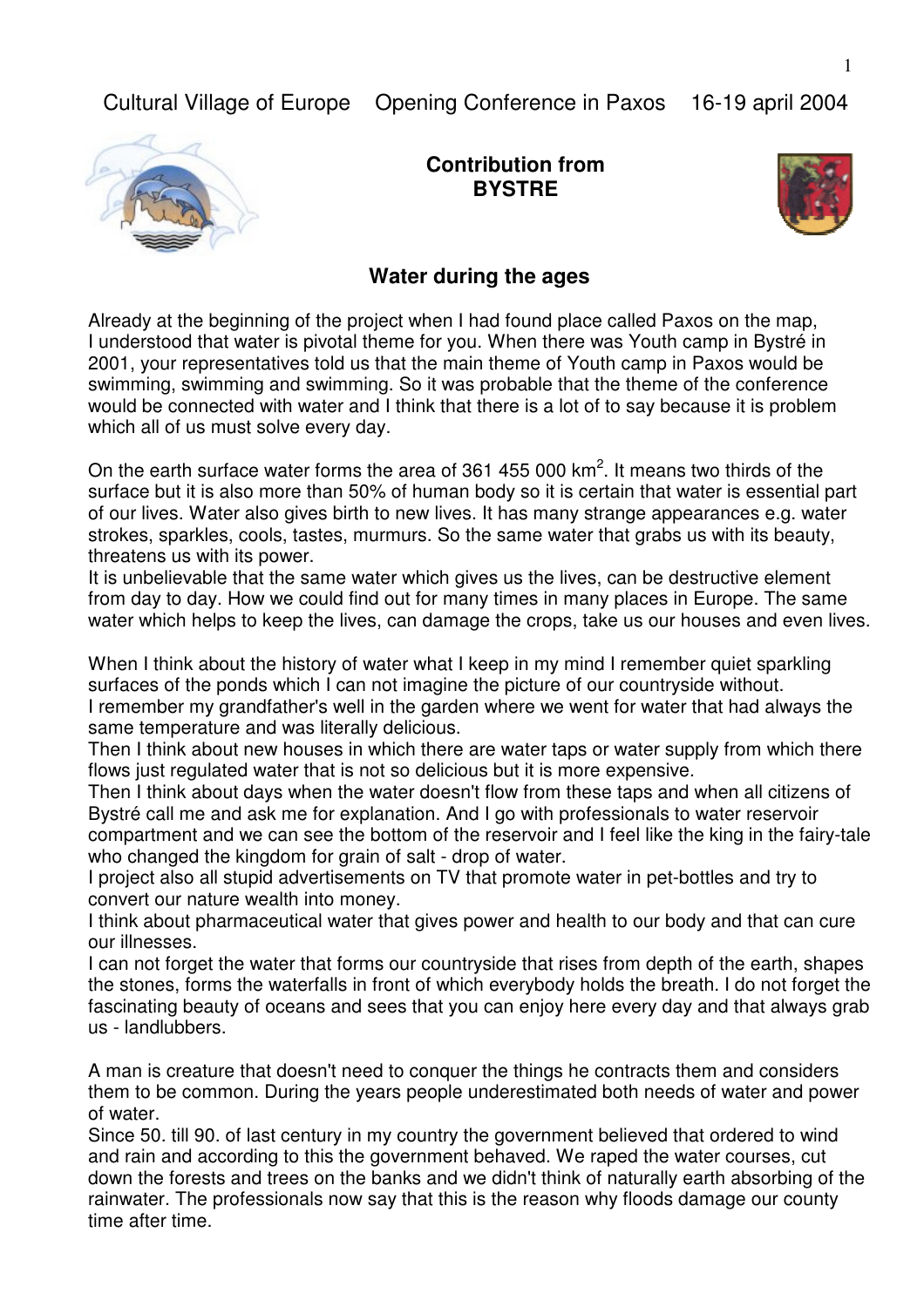Cultural Village of Europe    Opening Conference in Paxos    16-19 april 2004

**Contribution from BYSTRE**

## Water during the ages

Already at the beginning of the project when I had found place called Paxos on the map, I understood that water is pivotal theme for you. When there was Youth camp in Bystré in 2001, your representatives told us that the main theme of Youth camp in Paxos would be swimming, swimming and swimming. So it was probable that the theme of the conference would be connected with water and I think that there is a lot of to say because it is problem which all of us must solve every day.

On the earth surface water forms the area of 361 455 000 $km^2$. It means two thirds of the surface but it is also more than 50% of human body so it is certain that water is essential part of our lives. Water also gives birth to new lives. It has many strange appearances e.g. water strokes, sparkles, cools, tastes, murmurs. So the same water that grabs us with its beauty, threatens us with its power.
It is unbelievable that the same water which gives us the lives, can be destructive element from day to day. How we could find out for many times in many places in Europe. The same water which helps to keep the lives, can damage the crops, take us our houses and even lives.

When I think about the history of water what I keep in my mind I remember quiet sparkling surfaces of the ponds which I can not imagine the picture of our countryside without.
I remember my grandfather's well in the garden where we went for water that had always the same temperature and was literally delicious.
Then I think about new houses in which there are water taps or water supply from which there flows just regulated water that is not so delicious but it is more expensive.
Then I think about days when the water doesn't flow from these taps and when all citizens of Bystré call me and ask me for explanation. And I go with professionals to water reservoir compartment and we can see the bottom of the reservoir and I feel like the king in the fairy-tale who changed the kingdom for grain of salt - drop of water.
I project also all stupid advertisements on TV that promote water in pet-bottles and try to convert our nature wealth into money.
I think about pharmaceutical water that gives power and health to our body and that can cure our illnesses.
I can not forget the water that forms our countryside that rises from depth of the earth, shapes the stones, forms the waterfalls in front of which everybody holds the breath. I do not forget the fascinating beauty of oceans and sees that you can enjoy here every day and that always grab us - landlubbers.

A man is creature that doesn't need to conquer the things he contracts them and considers them to be common. During the years people underestimated both needs of water and power of water.
Since 50. till 90. of last century in my country the government believed that ordered to wind and rain and according to this the government behaved. We raped the water courses, cut down the forests and trees on the banks and we didn't think of naturally earth absorbing of the rainwater. The professionals now say that this is the reason why floods damage our county time after time.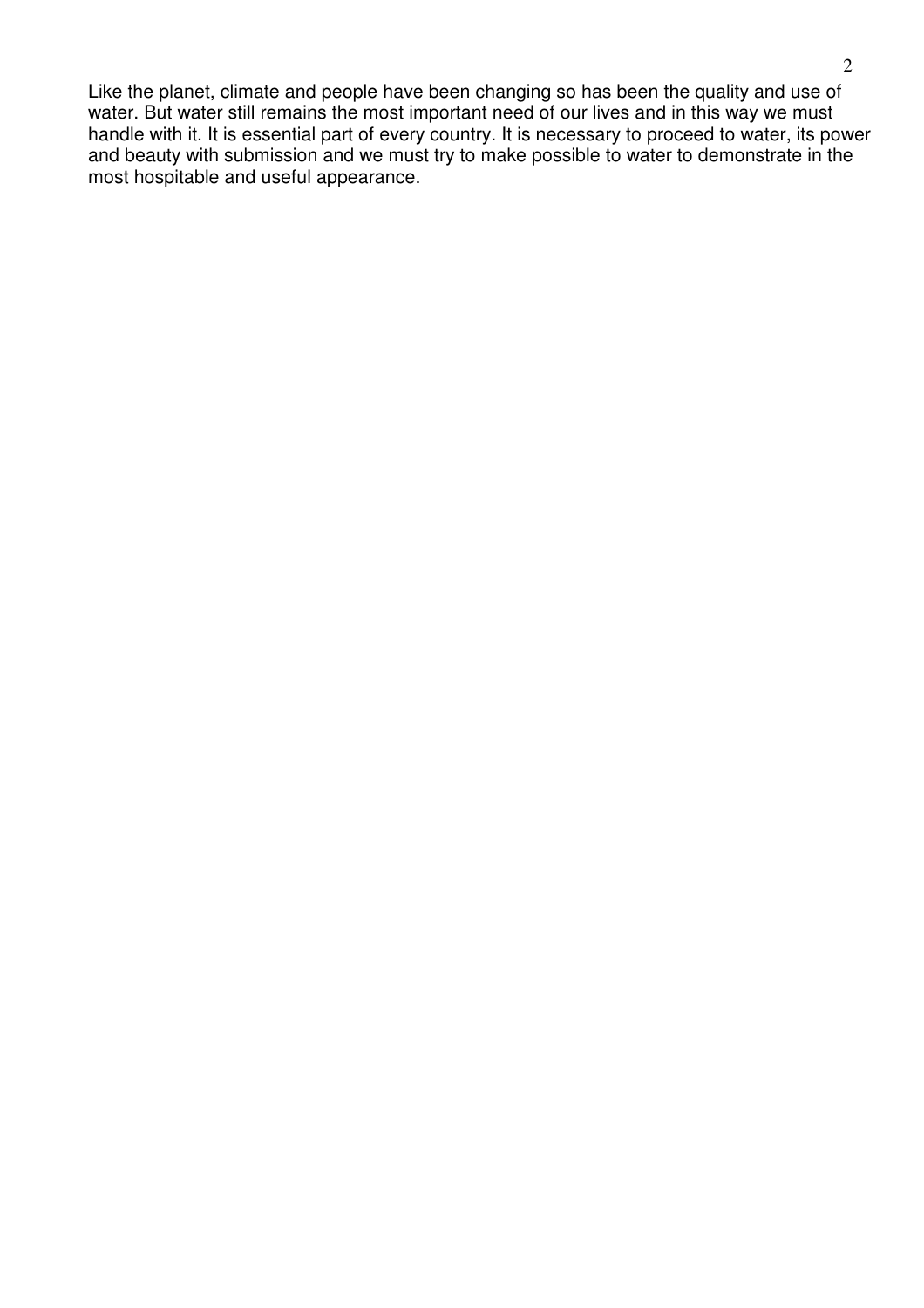Like the planet, climate and people have been changing so has been the quality and use of water. But water still remains the most important need of our lives and in this way we must handle with it. It is essential part of every country. It is necessary to proceed to water, its power and beauty with submission and we must try to make possible to water to demonstrate in the most hospitable and useful appearance.